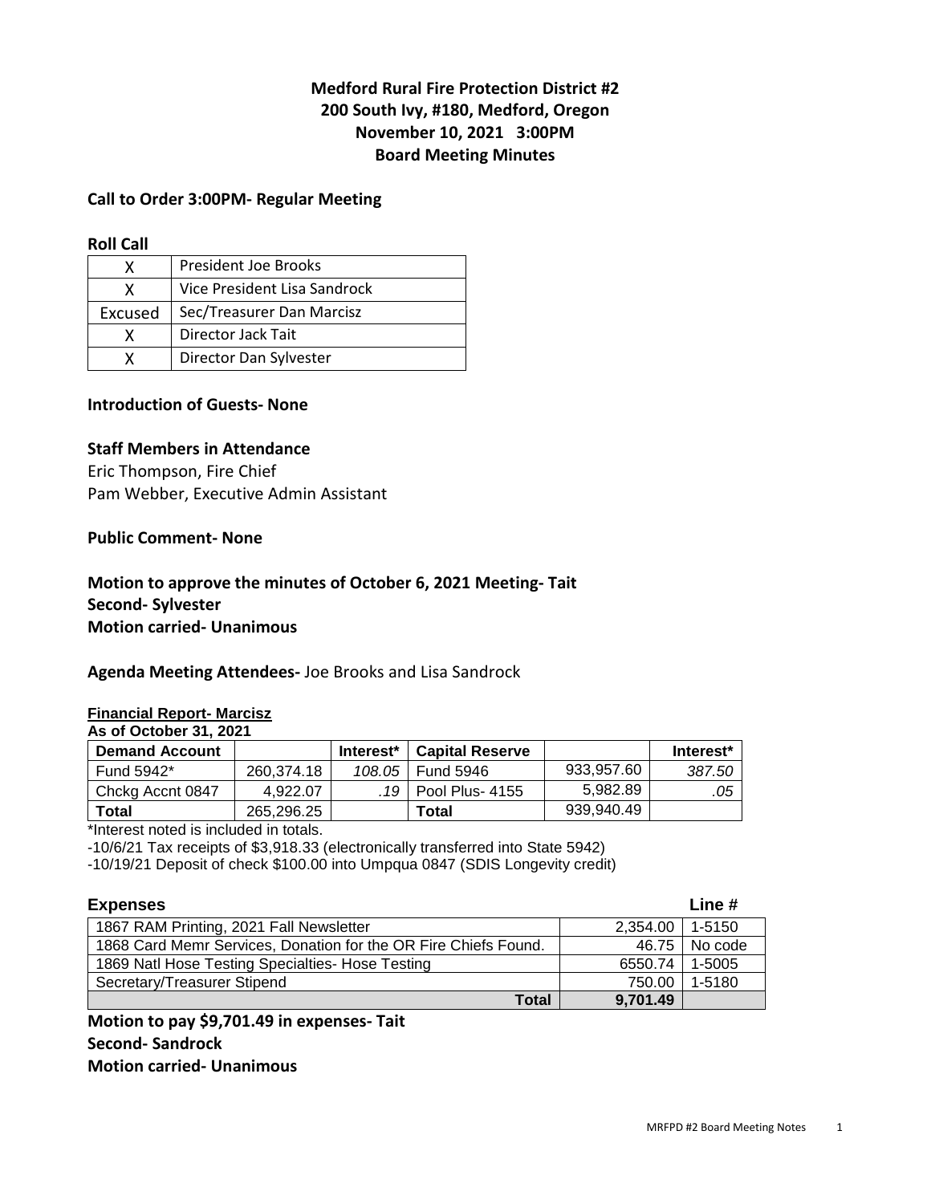# Medford Rural Fire Protection District #2
## 200 South Ivy, #180, Medford, Oregon
## November 10, 2021 3:00PM
## Board Meeting Minutes

### Call to Order 3:00PM- Regular Meeting

### Roll Call

| | |
|---|---|
| X | President Joe Brooks |
| X | Vice President Lisa Sandrock |
| Excused | Sec/Treasurer Dan Marcisz |
| X | Director Jack Tait |
| X | Director Dan Sylvester |

### Introduction of Guests- None

### Staff Members in Attendance

Eric Thompson, Fire Chief
Pam Webber, Executive Admin Assistant

### Public Comment- None

**Motion to approve the minutes of October 6, 2021 Meeting- Tait**
**Second- Sylvester**
**Motion carried- Unanimous**

**Agenda Meeting Attendees-** Joe Brooks and Lisa Sandrock

**Financial Report- Marcisz**
**As of October 31, 2021**

| Demand Account | | Interest* | Capital Reserve | | Interest* |
|---|---|---|---|---|---|
| Fund 5942* | 260,374.18 | *108.05* | Fund 5946 | 933,957.60 | *387.50* |
| Chckg Accnt 0847 | 4,922.07 | *.19* | Pool Plus- 4155 | 5,982.89 | *.05* |
| **Total** | 265,296.25 | | **Total** | 939,940.49 | |

*Interest noted is included in totals.

-10/6/21 Tax receipts of $3,918.33 (electronically transferred into State 5942)

-10/19/21 Deposit of check $100.00 into Umpqua 0847 (SDIS Longevity credit)

| **Expenses** | | **Line #** |
|---|---|---|
| 1867 RAM Printing, 2021 Fall Newsletter | 2,354.00 | 1-5150 |
| 1868 Card Memr Services, Donation for the OR Fire Chiefs Found. | 46.75 | No code |
| 1869 Natl Hose Testing Specialties- Hose Testing | 6550.74 | 1-5005 |
| Secretary/Treasurer Stipend | 750.00 | 1-5180 |
| **Total** | **9,701.49** | |

**Motion to pay $9,701.49 in expenses- Tait**
**Second- Sandrock**
**Motion carried- Unanimous**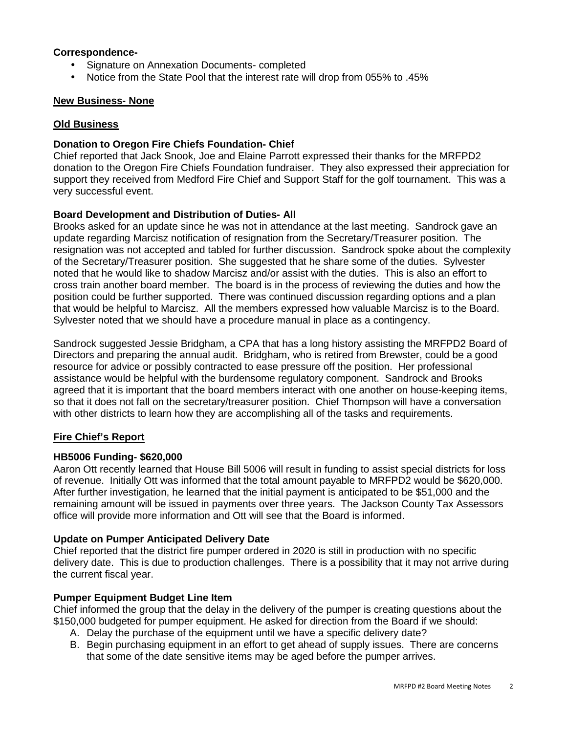**Correspondence-**

- Signature on Annexation Documents- completed
- Notice from the State Pool that the interest rate will drop from 055% to .45%

**New Business- None**

**Old Business**

**Donation to Oregon Fire Chiefs Foundation- Chief**

Chief reported that Jack Snook, Joe and Elaine Parrott expressed their thanks for the MRFPD2 donation to the Oregon Fire Chiefs Foundation fundraiser. They also expressed their appreciation for support they received from Medford Fire Chief and Support Staff for the golf tournament. This was a very successful event.

**Board Development and Distribution of Duties- All**

Brooks asked for an update since he was not in attendance at the last meeting. Sandrock gave an update regarding Marcisz notification of resignation from the Secretary/Treasurer position. The resignation was not accepted and tabled for further discussion. Sandrock spoke about the complexity of the Secretary/Treasurer position. She suggested that he share some of the duties. Sylvester noted that he would like to shadow Marcisz and/or assist with the duties. This is also an effort to cross train another board member. The board is in the process of reviewing the duties and how the position could be further supported. There was continued discussion regarding options and a plan that would be helpful to Marcisz. All the members expressed how valuable Marcisz is to the Board. Sylvester noted that we should have a procedure manual in place as a contingency.

Sandrock suggested Jessie Bridgham, a CPA that has a long history assisting the MRFPD2 Board of Directors and preparing the annual audit. Bridgham, who is retired from Brewster, could be a good resource for advice or possibly contracted to ease pressure off the position. Her professional assistance would be helpful with the burdensome regulatory component. Sandrock and Brooks agreed that it is important that the board members interact with one another on house-keeping items, so that it does not fall on the secretary/treasurer position. Chief Thompson will have a conversation with other districts to learn how they are accomplishing all of the tasks and requirements.

**Fire Chief's Report**

**HB5006 Funding- $620,000**

Aaron Ott recently learned that House Bill 5006 will result in funding to assist special districts for loss of revenue. Initially Ott was informed that the total amount payable to MRFPD2 would be $620,000. After further investigation, he learned that the initial payment is anticipated to be $51,000 and the remaining amount will be issued in payments over three years. The Jackson County Tax Assessors office will provide more information and Ott will see that the Board is informed.

**Update on Pumper Anticipated Delivery Date**

Chief reported that the district fire pumper ordered in 2020 is still in production with no specific delivery date. This is due to production challenges. There is a possibility that it may not arrive during the current fiscal year.

**Pumper Equipment Budget Line Item**

Chief informed the group that the delay in the delivery of the pumper is creating questions about the $150,000 budgeted for pumper equipment. He asked for direction from the Board if we should:

A. Delay the purchase of the equipment until we have a specific delivery date?
B. Begin purchasing equipment in an effort to get ahead of supply issues. There are concerns that some of the date sensitive items may be aged before the pumper arrives.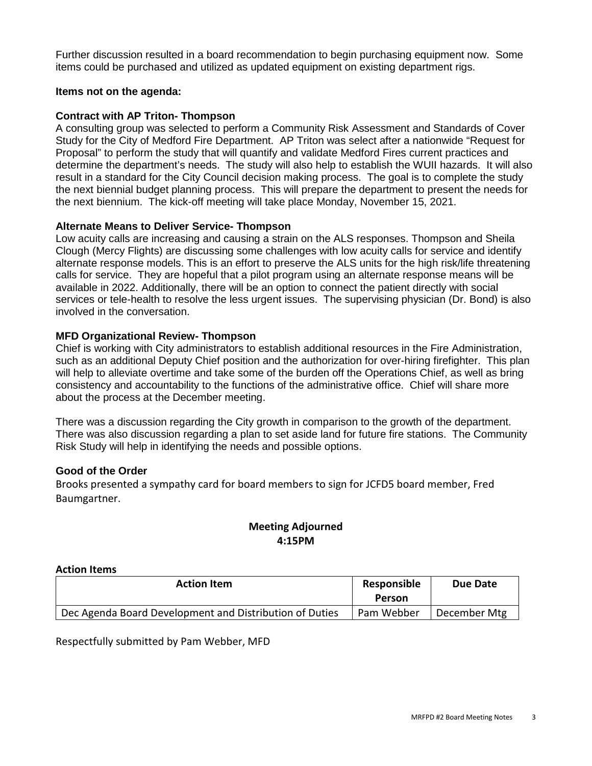Further discussion resulted in a board recommendation to begin purchasing equipment now. Some items could be purchased and utilized as updated equipment on existing department rigs.

**Items not on the agenda:**

**Contract with AP Triton- Thompson**

A consulting group was selected to perform a Community Risk Assessment and Standards of Cover Study for the City of Medford Fire Department. AP Triton was select after a nationwide "Request for Proposal" to perform the study that will quantify and validate Medford Fires current practices and determine the department's needs. The study will also help to establish the WUII hazards. It will also result in a standard for the City Council decision making process. The goal is to complete the study the next biennial budget planning process. This will prepare the department to present the needs for the next biennium. The kick-off meeting will take place Monday, November 15, 2021.

**Alternate Means to Deliver Service- Thompson**

Low acuity calls are increasing and causing a strain on the ALS responses. Thompson and Sheila Clough (Mercy Flights) are discussing some challenges with low acuity calls for service and identify alternate response models. This is an effort to preserve the ALS units for the high risk/life threatening calls for service. They are hopeful that a pilot program using an alternate response means will be available in 2022. Additionally, there will be an option to connect the patient directly with social services or tele-health to resolve the less urgent issues. The supervising physician (Dr. Bond) is also involved in the conversation.

**MFD Organizational Review- Thompson**

Chief is working with City administrators to establish additional resources in the Fire Administration, such as an additional Deputy Chief position and the authorization for over-hiring firefighter. This plan will help to alleviate overtime and take some of the burden off the Operations Chief, as well as bring consistency and accountability to the functions of the administrative office. Chief will share more about the process at the December meeting.

There was a discussion regarding the City growth in comparison to the growth of the department. There was also discussion regarding a plan to set aside land for future fire stations. The Community Risk Study will help in identifying the needs and possible options.

**Good of the Order**

Brooks presented a sympathy card for board members to sign for JCFD5 board member, Fred Baumgartner.

**Meeting Adjourned**
**4:15PM**

**Action Items**

| Action Item | Responsible Person | Due Date |
|---|---|---|
| Dec Agenda Board Development and Distribution of Duties | Pam Webber | December Mtg |

Respectfully submitted by Pam Webber, MFD